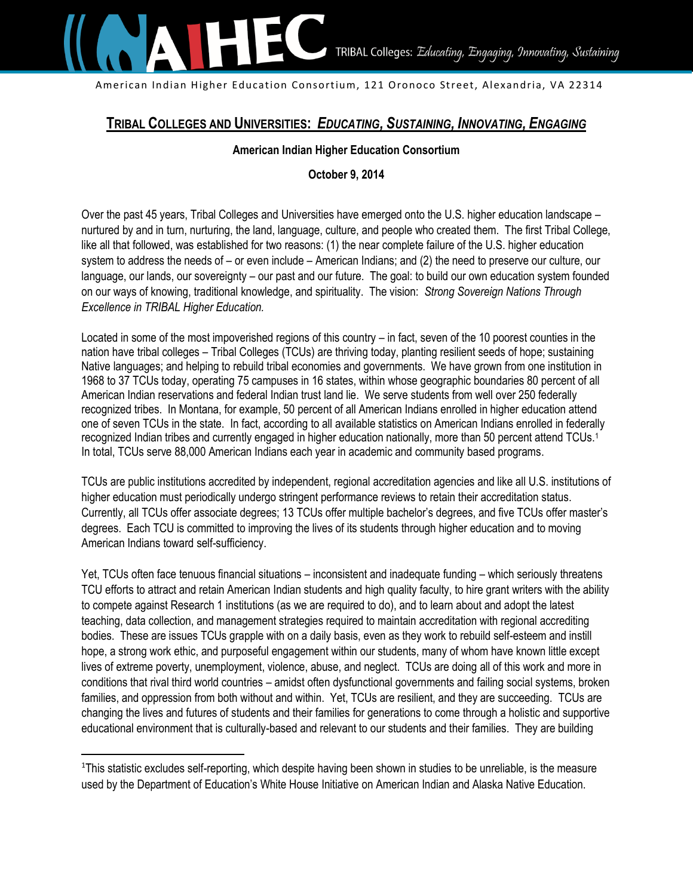American Indian Higher Education Consortium, 121 Oronoco Street, Alexandria, VA 22314

# TRIBAL COLLEGES AND UNIVERSITIES: *EDUCATING, SUSTAINING, INNOVATING, ENGAGING*

**American Indian Higher Education Consortium**

**October 9, 2014**

Over the past 45 years, Tribal Colleges and Universities have emerged onto the U.S. higher education landscape – nurtured by and in turn, nurturing, the land, language, culture, and people who created them. The first Tribal College, like all that followed, was established for two reasons: (1) the near complete failure of the U.S. higher education system to address the needs of – or even include – American Indians; and (2) the need to preserve our culture, our language, our lands, our sovereignty – our past and our future. The goal: to build our own education system founded on our ways of knowing, traditional knowledge, and spirituality. The vision: *Strong Sovereign Nations Through Excellence in TRIBAL Higher Education.*

Located in some of the most impoverished regions of this country – in fact, seven of the 10 poorest counties in the nation have tribal colleges – Tribal Colleges (TCUs) are thriving today, planting resilient seeds of hope; sustaining Native languages; and helping to rebuild tribal economies and governments. We have grown from one institution in 1968 to 37 TCUs today, operating 75 campuses in 16 states, within whose geographic boundaries 80 percent of all American Indian reservations and federal Indian trust land lie. We serve students from well over 250 federally recognized tribes. In Montana, for example, 50 percent of all American Indians enrolled in higher education attend one of seven TCUs in the state. In fact, according to all available statistics on American Indians enrolled in federally recognized Indian tribes and currently engaged in higher education nationally, more than 50 percent attend TCUs.[1] In total, TCUs serve 88,000 American Indians each year in academic and community based programs.

TCUs are public institutions accredited by independent, regional accreditation agencies and like all U.S. institutions of higher education must periodically undergo stringent performance reviews to retain their accreditation status. Currently, all TCUs offer associate degrees; 13 TCUs offer multiple bachelor's degrees, and five TCUs offer master's degrees. Each TCU is committed to improving the lives of its students through higher education and to moving American Indians toward self-sufficiency.

Yet, TCUs often face tenuous financial situations – inconsistent and inadequate funding – which seriously threatens TCU efforts to attract and retain American Indian students and high quality faculty, to hire grant writers with the ability to compete against Research 1 institutions (as we are required to do), and to learn about and adopt the latest teaching, data collection, and management strategies required to maintain accreditation with regional accrediting bodies. These are issues TCUs grapple with on a daily basis, even as they work to rebuild self-esteem and instill hope, a strong work ethic, and purposeful engagement within our students, many of whom have known little except lives of extreme poverty, unemployment, violence, abuse, and neglect. TCUs are doing all of this work and more in conditions that rival third world countries – amidst often dysfunctional governments and failing social systems, broken families, and oppression from both without and within. Yet, TCUs are resilient, and they are succeeding. TCUs are changing the lives and futures of students and their families for generations to come through a holistic and supportive educational environment that is culturally-based and relevant to our students and their families. They are building

---

[1]This statistic excludes self-reporting, which despite having been shown in studies to be unreliable, is the measure used by the Department of Education's White House Initiative on American Indian and Alaska Native Education.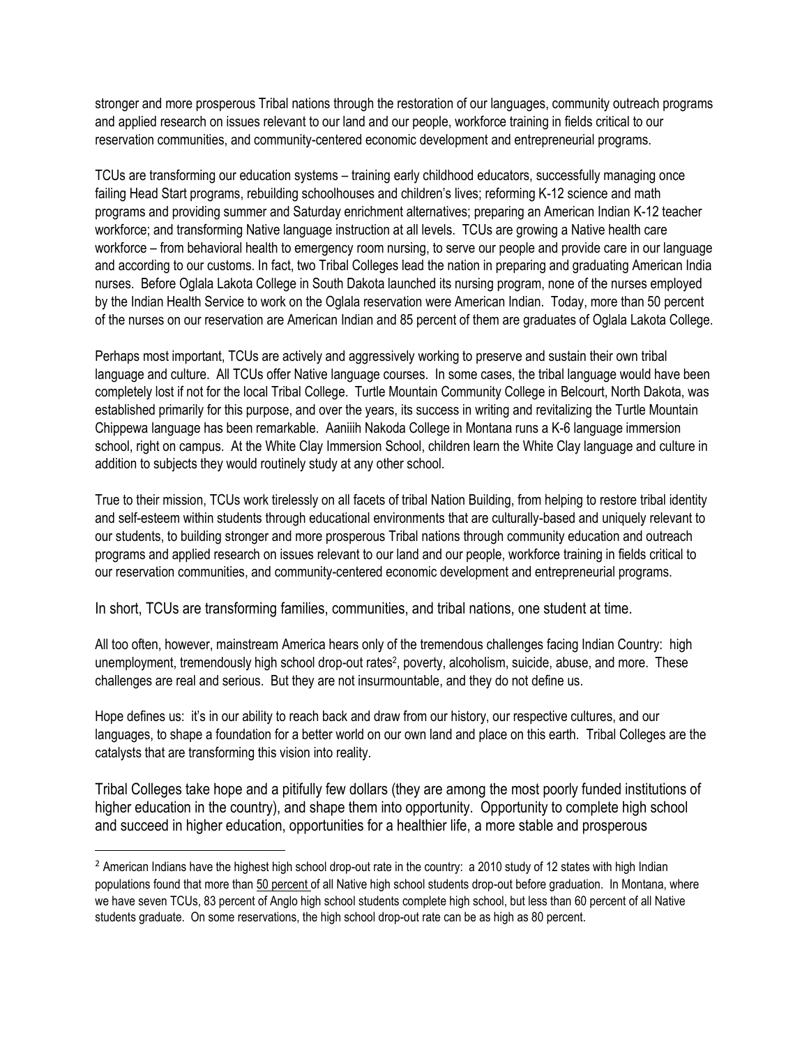stronger and more prosperous Tribal nations through the restoration of our languages, community outreach programs and applied research on issues relevant to our land and our people, workforce training in fields critical to our reservation communities, and community-centered economic development and entrepreneurial programs.

TCUs are transforming our education systems – training early childhood educators, successfully managing once failing Head Start programs, rebuilding schoolhouses and children's lives; reforming K-12 science and math programs and providing summer and Saturday enrichment alternatives; preparing an American Indian K-12 teacher workforce; and transforming Native language instruction at all levels. TCUs are growing a Native health care workforce – from behavioral health to emergency room nursing, to serve our people and provide care in our language and according to our customs. In fact, two Tribal Colleges lead the nation in preparing and graduating American India nurses. Before Oglala Lakota College in South Dakota launched its nursing program, none of the nurses employed by the Indian Health Service to work on the Oglala reservation were American Indian. Today, more than 50 percent of the nurses on our reservation are American Indian and 85 percent of them are graduates of Oglala Lakota College.

Perhaps most important, TCUs are actively and aggressively working to preserve and sustain their own tribal language and culture. All TCUs offer Native language courses. In some cases, the tribal language would have been completely lost if not for the local Tribal College. Turtle Mountain Community College in Belcourt, North Dakota, was established primarily for this purpose, and over the years, its success in writing and revitalizing the Turtle Mountain Chippewa language has been remarkable. Aaniiih Nakoda College in Montana runs a K-6 language immersion school, right on campus. At the White Clay Immersion School, children learn the White Clay language and culture in addition to subjects they would routinely study at any other school.

True to their mission, TCUs work tirelessly on all facets of tribal Nation Building, from helping to restore tribal identity and self-esteem within students through educational environments that are culturally-based and uniquely relevant to our students, to building stronger and more prosperous Tribal nations through community education and outreach programs and applied research on issues relevant to our land and our people, workforce training in fields critical to our reservation communities, and community-centered economic development and entrepreneurial programs.

In short, TCUs are transforming families, communities, and tribal nations, one student at time.

All too often, however, mainstream America hears only of the tremendous challenges facing Indian Country: high unemployment, tremendously high school drop-out rates[2], poverty, alcoholism, suicide, abuse, and more. These challenges are real and serious. But they are not insurmountable, and they do not define us.

Hope defines us: it's in our ability to reach back and draw from our history, our respective cultures, and our languages, to shape a foundation for a better world on our own land and place on this earth. Tribal Colleges are the catalysts that are transforming this vision into reality.

Tribal Colleges take hope and a pitifully few dollars (they are among the most poorly funded institutions of higher education in the country), and shape them into opportunity. Opportunity to complete high school and succeed in higher education, opportunities for a healthier life, a more stable and prosperous

---

[2] American Indians have the highest high school drop-out rate in the country: a 2010 study of 12 states with high Indian populations found that more than 50 percent of all Native high school students drop-out before graduation. In Montana, where we have seven TCUs, 83 percent of Anglo high school students complete high school, but less than 60 percent of all Native students graduate. On some reservations, the high school drop-out rate can be as high as 80 percent.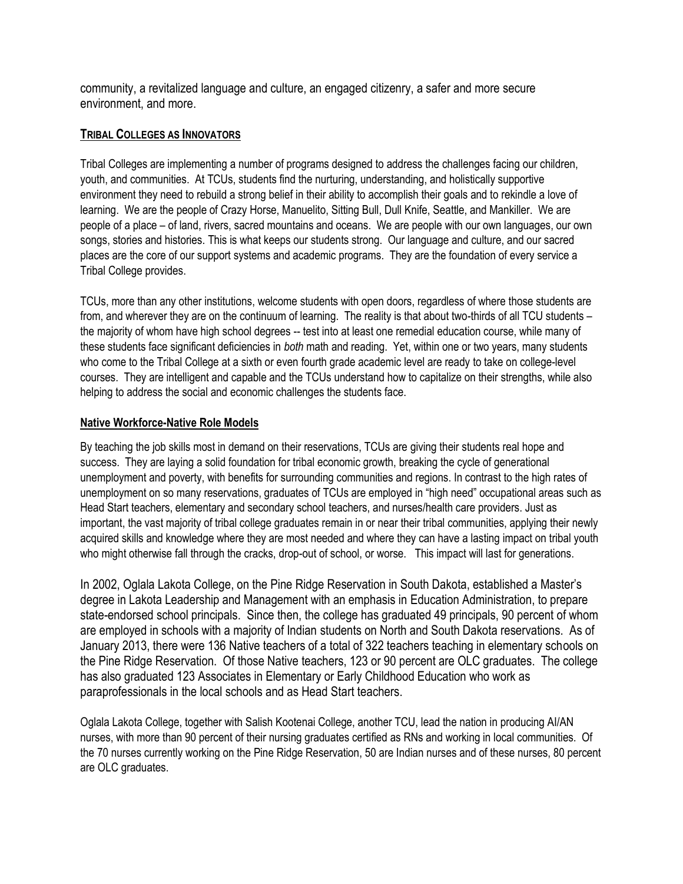community, a revitalized language and culture, an engaged citizenry, a safer and more secure environment, and more.

## TRIBAL COLLEGES AS INNOVATORS

Tribal Colleges are implementing a number of programs designed to address the challenges facing our children, youth, and communities. At TCUs, students find the nurturing, understanding, and holistically supportive environment they need to rebuild a strong belief in their ability to accomplish their goals and to rekindle a love of learning. We are the people of Crazy Horse, Manuelito, Sitting Bull, Dull Knife, Seattle, and Mankiller. We are people of a place – of land, rivers, sacred mountains and oceans. We are people with our own languages, our own songs, stories and histories. This is what keeps our students strong. Our language and culture, and our sacred places are the core of our support systems and academic programs. They are the foundation of every service a Tribal College provides.

TCUs, more than any other institutions, welcome students with open doors, regardless of where those students are from, and wherever they are on the continuum of learning. The reality is that about two-thirds of all TCU students – the majority of whom have high school degrees -- test into at least one remedial education course, while many of these students face significant deficiencies in *both* math and reading. Yet, within one or two years, many students who come to the Tribal College at a sixth or even fourth grade academic level are ready to take on college-level courses. They are intelligent and capable and the TCUs understand how to capitalize on their strengths, while also helping to address the social and economic challenges the students face.

### Native Workforce-Native Role Models

By teaching the job skills most in demand on their reservations, TCUs are giving their students real hope and success. They are laying a solid foundation for tribal economic growth, breaking the cycle of generational unemployment and poverty, with benefits for surrounding communities and regions. In contrast to the high rates of unemployment on so many reservations, graduates of TCUs are employed in "high need" occupational areas such as Head Start teachers, elementary and secondary school teachers, and nurses/health care providers. Just as important, the vast majority of tribal college graduates remain in or near their tribal communities, applying their newly acquired skills and knowledge where they are most needed and where they can have a lasting impact on tribal youth who might otherwise fall through the cracks, drop-out of school, or worse. This impact will last for generations.

In 2002, Oglala Lakota College, on the Pine Ridge Reservation in South Dakota, established a Master's degree in Lakota Leadership and Management with an emphasis in Education Administration, to prepare state-endorsed school principals. Since then, the college has graduated 49 principals, 90 percent of whom are employed in schools with a majority of Indian students on North and South Dakota reservations. As of January 2013, there were 136 Native teachers of a total of 322 teachers teaching in elementary schools on the Pine Ridge Reservation. Of those Native teachers, 123 or 90 percent are OLC graduates. The college has also graduated 123 Associates in Elementary or Early Childhood Education who work as paraprofessionals in the local schools and as Head Start teachers.

Oglala Lakota College, together with Salish Kootenai College, another TCU, lead the nation in producing AI/AN nurses, with more than 90 percent of their nursing graduates certified as RNs and working in local communities. Of the 70 nurses currently working on the Pine Ridge Reservation, 50 are Indian nurses and of these nurses, 80 percent are OLC graduates.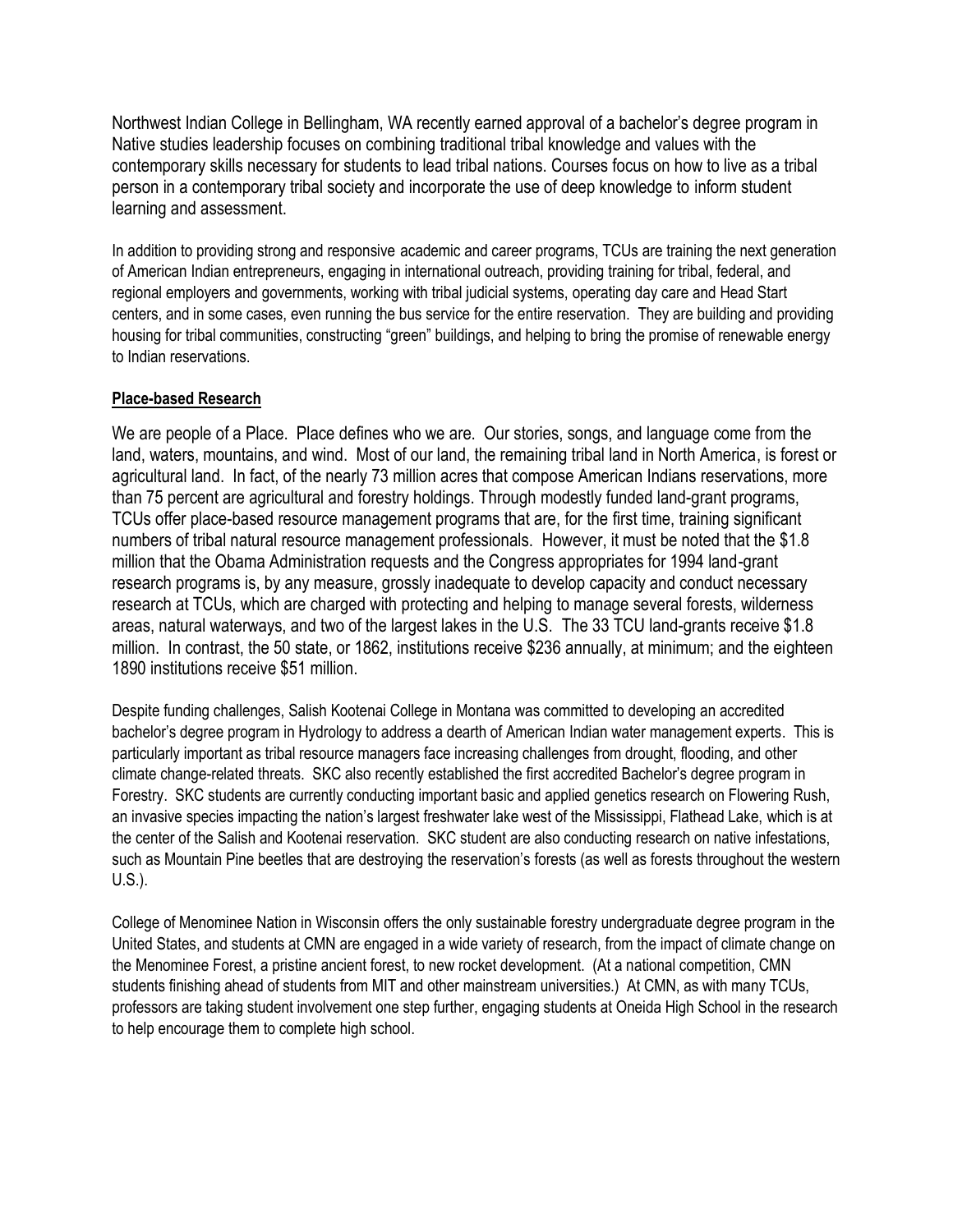Northwest Indian College in Bellingham, WA recently earned approval of a bachelor's degree program in Native studies leadership focuses on combining traditional tribal knowledge and values with the contemporary skills necessary for students to lead tribal nations. Courses focus on how to live as a tribal person in a contemporary tribal society and incorporate the use of deep knowledge to inform student learning and assessment.

In addition to providing strong and responsive academic and career programs, TCUs are training the next generation of American Indian entrepreneurs, engaging in international outreach, providing training for tribal, federal, and regional employers and governments, working with tribal judicial systems, operating day care and Head Start centers, and in some cases, even running the bus service for the entire reservation. They are building and providing housing for tribal communities, constructing "green" buildings, and helping to bring the promise of renewable energy to Indian reservations.

**Place-based Research**

We are people of a Place. Place defines who we are. Our stories, songs, and language come from the land, waters, mountains, and wind. Most of our land, the remaining tribal land in North America, is forest or agricultural land. In fact, of the nearly 73 million acres that compose American Indians reservations, more than 75 percent are agricultural and forestry holdings. Through modestly funded land-grant programs, TCUs offer place-based resource management programs that are, for the first time, training significant numbers of tribal natural resource management professionals. However, it must be noted that the $1.8 million that the Obama Administration requests and the Congress appropriates for 1994 land-grant research programs is, by any measure, grossly inadequate to develop capacity and conduct necessary research at TCUs, which are charged with protecting and helping to manage several forests, wilderness areas, natural waterways, and two of the largest lakes in the U.S. The 33 TCU land-grants receive $1.8 million. In contrast, the 50 state, or 1862, institutions receive $236 annually, at minimum; and the eighteen 1890 institutions receive $51 million.

Despite funding challenges, Salish Kootenai College in Montana was committed to developing an accredited bachelor's degree program in Hydrology to address a dearth of American Indian water management experts. This is particularly important as tribal resource managers face increasing challenges from drought, flooding, and other climate change-related threats. SKC also recently established the first accredited Bachelor's degree program in Forestry. SKC students are currently conducting important basic and applied genetics research on Flowering Rush, an invasive species impacting the nation's largest freshwater lake west of the Mississippi, Flathead Lake, which is at the center of the Salish and Kootenai reservation. SKC student are also conducting research on native infestations, such as Mountain Pine beetles that are destroying the reservation's forests (as well as forests throughout the western U.S.).

College of Menominee Nation in Wisconsin offers the only sustainable forestry undergraduate degree program in the United States, and students at CMN are engaged in a wide variety of research, from the impact of climate change on the Menominee Forest, a pristine ancient forest, to new rocket development. (At a national competition, CMN students finishing ahead of students from MIT and other mainstream universities.) At CMN, as with many TCUs, professors are taking student involvement one step further, engaging students at Oneida High School in the research to help encourage them to complete high school.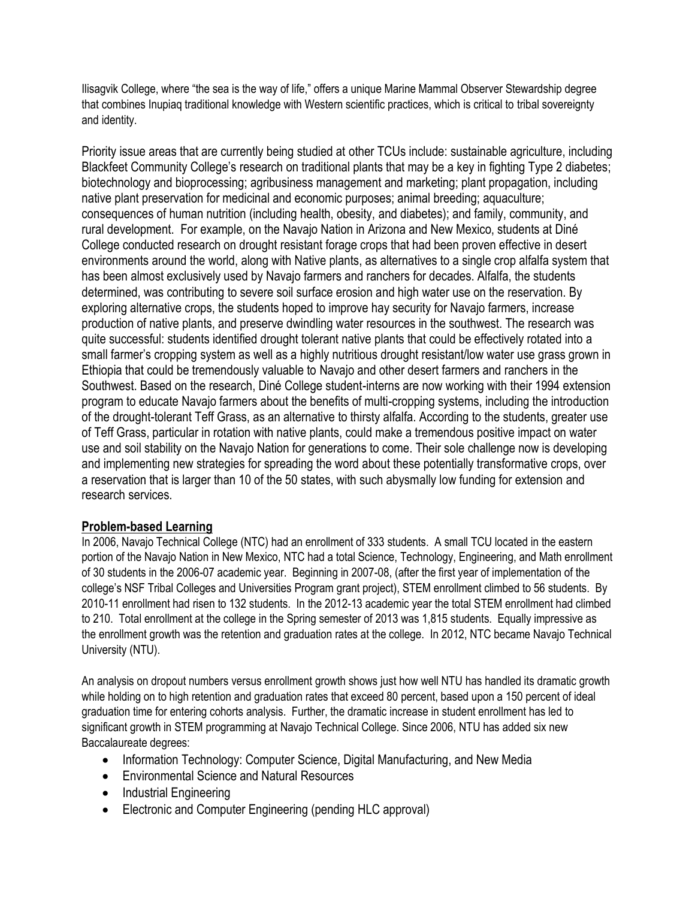Ilisagvik College, where "the sea is the way of life," offers a unique Marine Mammal Observer Stewardship degree that combines Inupiaq traditional knowledge with Western scientific practices, which is critical to tribal sovereignty and identity.

Priority issue areas that are currently being studied at other TCUs include: sustainable agriculture, including Blackfeet Community College's research on traditional plants that may be a key in fighting Type 2 diabetes; biotechnology and bioprocessing; agribusiness management and marketing; plant propagation, including native plant preservation for medicinal and economic purposes; animal breeding; aquaculture; consequences of human nutrition (including health, obesity, and diabetes); and family, community, and rural development. For example, on the Navajo Nation in Arizona and New Mexico, students at Diné College conducted research on drought resistant forage crops that had been proven effective in desert environments around the world, along with Native plants, as alternatives to a single crop alfalfa system that has been almost exclusively used by Navajo farmers and ranchers for decades. Alfalfa, the students determined, was contributing to severe soil surface erosion and high water use on the reservation. By exploring alternative crops, the students hoped to improve hay security for Navajo farmers, increase production of native plants, and preserve dwindling water resources in the southwest. The research was quite successful: students identified drought tolerant native plants that could be effectively rotated into a small farmer's cropping system as well as a highly nutritious drought resistant/low water use grass grown in Ethiopia that could be tremendously valuable to Navajo and other desert farmers and ranchers in the Southwest. Based on the research, Diné College student-interns are now working with their 1994 extension program to educate Navajo farmers about the benefits of multi-cropping systems, including the introduction of the drought-tolerant Teff Grass, as an alternative to thirsty alfalfa. According to the students, greater use of Teff Grass, particular in rotation with native plants, could make a tremendous positive impact on water use and soil stability on the Navajo Nation for generations to come. Their sole challenge now is developing and implementing new strategies for spreading the word about these potentially transformative crops, over a reservation that is larger than 10 of the 50 states, with such abysmally low funding for extension and research services.

## Problem-based Learning

In 2006, Navajo Technical College (NTC) had an enrollment of 333 students. A small TCU located in the eastern portion of the Navajo Nation in New Mexico, NTC had a total Science, Technology, Engineering, and Math enrollment of 30 students in the 2006-07 academic year. Beginning in 2007-08, (after the first year of implementation of the college's NSF Tribal Colleges and Universities Program grant project), STEM enrollment climbed to 56 students. By 2010-11 enrollment had risen to 132 students. In the 2012-13 academic year the total STEM enrollment had climbed to 210. Total enrollment at the college in the Spring semester of 2013 was 1,815 students. Equally impressive as the enrollment growth was the retention and graduation rates at the college. In 2012, NTC became Navajo Technical University (NTU).

An analysis on dropout numbers versus enrollment growth shows just how well NTU has handled its dramatic growth while holding on to high retention and graduation rates that exceed 80 percent, based upon a 150 percent of ideal graduation time for entering cohorts analysis. Further, the dramatic increase in student enrollment has led to significant growth in STEM programming at Navajo Technical College. Since 2006, NTU has added six new Baccalaureate degrees:

- Information Technology: Computer Science, Digital Manufacturing, and New Media
- Environmental Science and Natural Resources
- Industrial Engineering
- Electronic and Computer Engineering (pending HLC approval)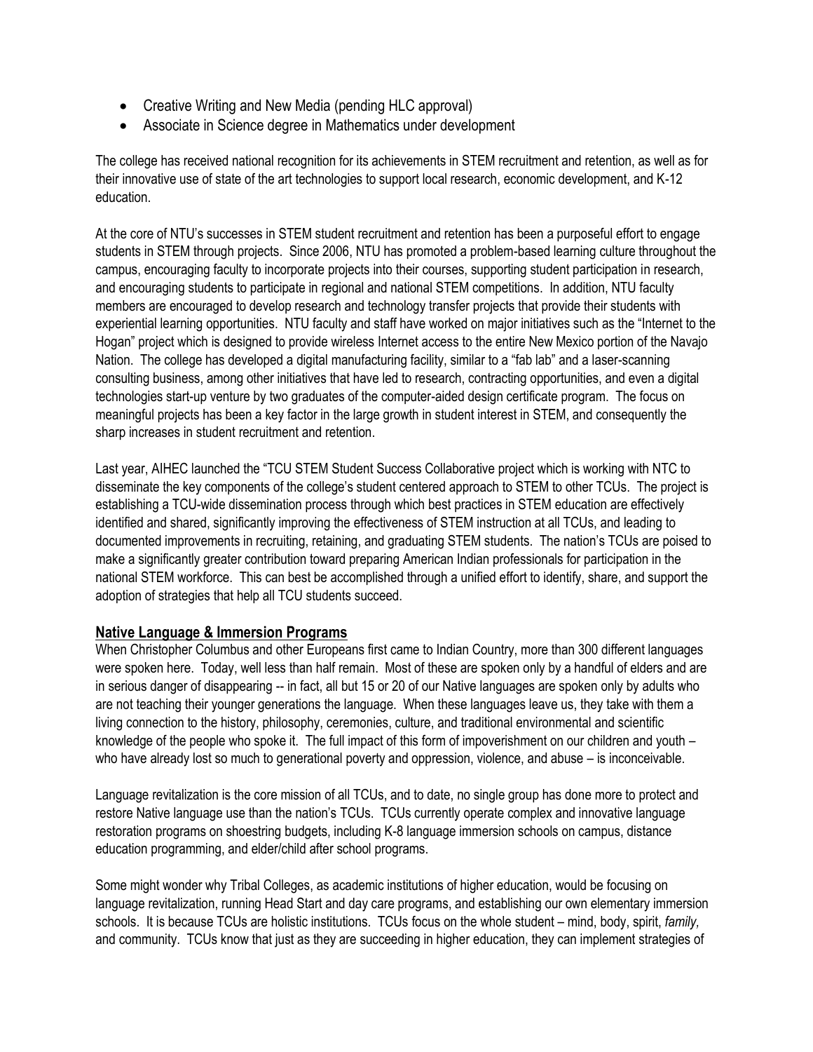- Creative Writing and New Media (pending HLC approval)
- Associate in Science degree in Mathematics under development

The college has received national recognition for its achievements in STEM recruitment and retention, as well as for their innovative use of state of the art technologies to support local research, economic development, and K-12 education.

At the core of NTU's successes in STEM student recruitment and retention has been a purposeful effort to engage students in STEM through projects. Since 2006, NTU has promoted a problem-based learning culture throughout the campus, encouraging faculty to incorporate projects into their courses, supporting student participation in research, and encouraging students to participate in regional and national STEM competitions. In addition, NTU faculty members are encouraged to develop research and technology transfer projects that provide their students with experiential learning opportunities. NTU faculty and staff have worked on major initiatives such as the "Internet to the Hogan" project which is designed to provide wireless Internet access to the entire New Mexico portion of the Navajo Nation. The college has developed a digital manufacturing facility, similar to a "fab lab" and a laser-scanning consulting business, among other initiatives that have led to research, contracting opportunities, and even a digital technologies start-up venture by two graduates of the computer-aided design certificate program. The focus on meaningful projects has been a key factor in the large growth in student interest in STEM, and consequently the sharp increases in student recruitment and retention.

Last year, AIHEC launched the "TCU STEM Student Success Collaborative project which is working with NTC to disseminate the key components of the college's student centered approach to STEM to other TCUs. The project is establishing a TCU-wide dissemination process through which best practices in STEM education are effectively identified and shared, significantly improving the effectiveness of STEM instruction at all TCUs, and leading to documented improvements in recruiting, retaining, and graduating STEM students. The nation's TCUs are poised to make a significantly greater contribution toward preparing American Indian professionals for participation in the national STEM workforce. This can best be accomplished through a unified effort to identify, share, and support the adoption of strategies that help all TCU students succeed.

## Native Language & Immersion Programs

When Christopher Columbus and other Europeans first came to Indian Country, more than 300 different languages were spoken here. Today, well less than half remain. Most of these are spoken only by a handful of elders and are in serious danger of disappearing -- in fact, all but 15 or 20 of our Native languages are spoken only by adults who are not teaching their younger generations the language. When these languages leave us, they take with them a living connection to the history, philosophy, ceremonies, culture, and traditional environmental and scientific knowledge of the people who spoke it. The full impact of this form of impoverishment on our children and youth – who have already lost so much to generational poverty and oppression, violence, and abuse – is inconceivable.

Language revitalization is the core mission of all TCUs, and to date, no single group has done more to protect and restore Native language use than the nation's TCUs. TCUs currently operate complex and innovative language restoration programs on shoestring budgets, including K-8 language immersion schools on campus, distance education programming, and elder/child after school programs.

Some might wonder why Tribal Colleges, as academic institutions of higher education, would be focusing on language revitalization, running Head Start and day care programs, and establishing our own elementary immersion schools. It is because TCUs are holistic institutions. TCUs focus on the whole student – mind, body, spirit, *family,* and community. TCUs know that just as they are succeeding in higher education, they can implement strategies of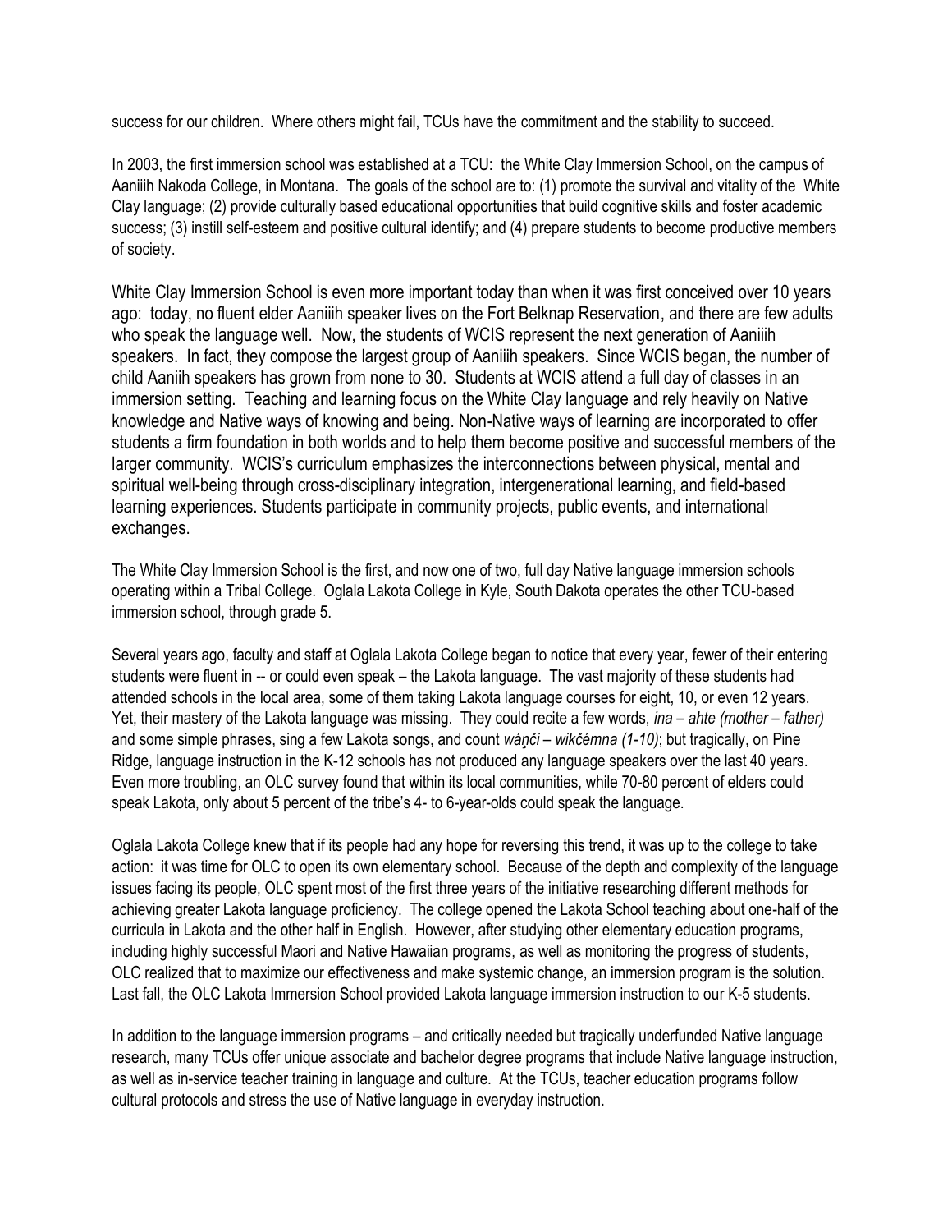success for our children. Where others might fail, TCUs have the commitment and the stability to succeed.

In 2003, the first immersion school was established at a TCU: the White Clay Immersion School, on the campus of Aaniiih Nakoda College, in Montana. The goals of the school are to: (1) promote the survival and vitality of the White Clay language; (2) provide culturally based educational opportunities that build cognitive skills and foster academic success; (3) instill self-esteem and positive cultural identify; and (4) prepare students to become productive members of society.

White Clay Immersion School is even more important today than when it was first conceived over 10 years ago: today, no fluent elder Aaniiih speaker lives on the Fort Belknap Reservation, and there are few adults who speak the language well. Now, the students of WCIS represent the next generation of Aaniiih speakers. In fact, they compose the largest group of Aaniiih speakers. Since WCIS began, the number of child Aaniih speakers has grown from none to 30. Students at WCIS attend a full day of classes in an immersion setting. Teaching and learning focus on the White Clay language and rely heavily on Native knowledge and Native ways of knowing and being. Non-Native ways of learning are incorporated to offer students a firm foundation in both worlds and to help them become positive and successful members of the larger community. WCIS's curriculum emphasizes the interconnections between physical, mental and spiritual well-being through cross-disciplinary integration, intergenerational learning, and field-based learning experiences. Students participate in community projects, public events, and international exchanges.

The White Clay Immersion School is the first, and now one of two, full day Native language immersion schools operating within a Tribal College. Oglala Lakota College in Kyle, South Dakota operates the other TCU-based immersion school, through grade 5.

Several years ago, faculty and staff at Oglala Lakota College began to notice that every year, fewer of their entering students were fluent in -- or could even speak – the Lakota language. The vast majority of these students had attended schools in the local area, some of them taking Lakota language courses for eight, 10, or even 12 years. Yet, their mastery of the Lakota language was missing. They could recite a few words, *ina – ahte (mother – father)* and some simple phrases, sing a few Lakota songs, and count *wáŋči – wikčémna (1-10)*; but tragically, on Pine Ridge, language instruction in the K-12 schools has not produced any language speakers over the last 40 years. Even more troubling, an OLC survey found that within its local communities, while 70-80 percent of elders could speak Lakota, only about 5 percent of the tribe's 4- to 6-year-olds could speak the language.

Oglala Lakota College knew that if its people had any hope for reversing this trend, it was up to the college to take action: it was time for OLC to open its own elementary school. Because of the depth and complexity of the language issues facing its people, OLC spent most of the first three years of the initiative researching different methods for achieving greater Lakota language proficiency. The college opened the Lakota School teaching about one-half of the curricula in Lakota and the other half in English. However, after studying other elementary education programs, including highly successful Maori and Native Hawaiian programs, as well as monitoring the progress of students, OLC realized that to maximize our effectiveness and make systemic change, an immersion program is the solution. Last fall, the OLC Lakota Immersion School provided Lakota language immersion instruction to our K-5 students.

In addition to the language immersion programs – and critically needed but tragically underfunded Native language research, many TCUs offer unique associate and bachelor degree programs that include Native language instruction, as well as in-service teacher training in language and culture. At the TCUs, teacher education programs follow cultural protocols and stress the use of Native language in everyday instruction.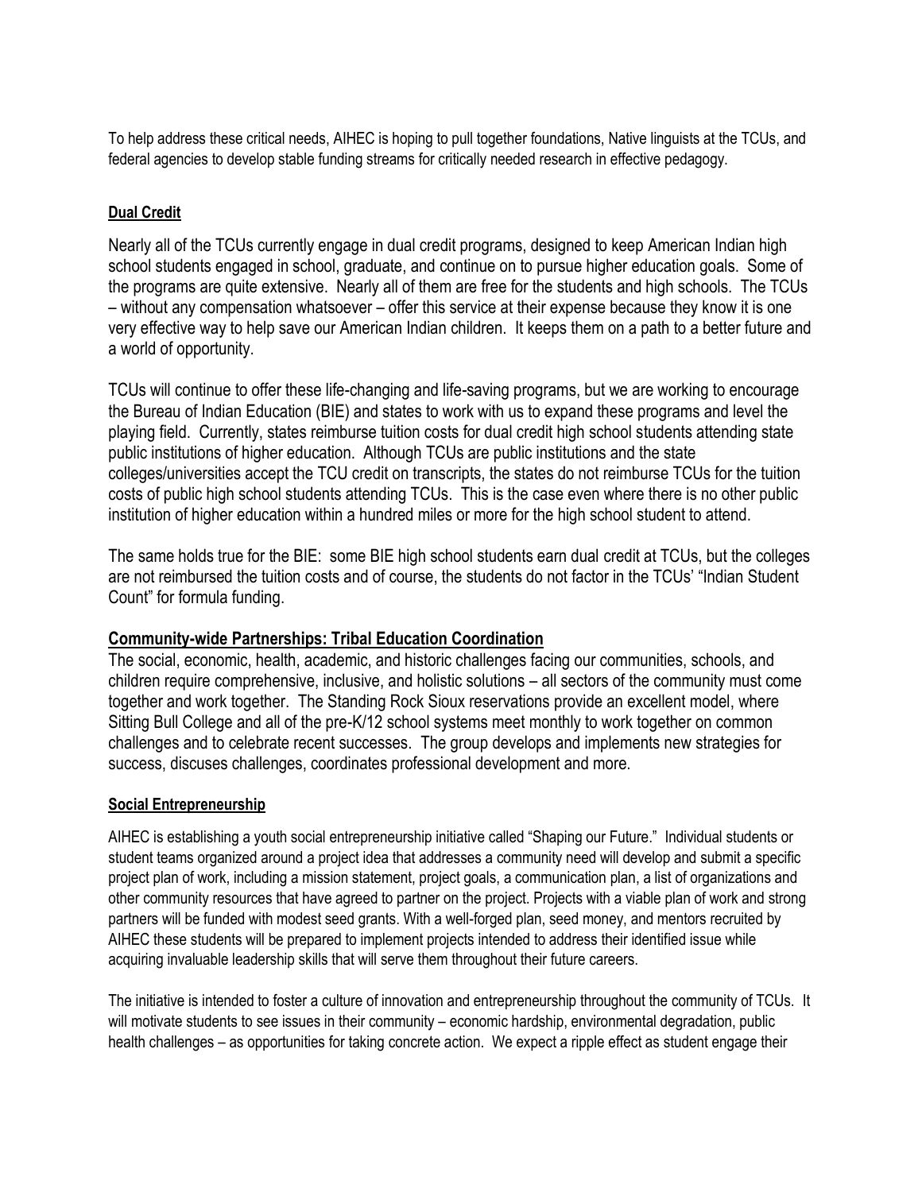To help address these critical needs, AIHEC is hoping to pull together foundations, Native linguists at the TCUs, and federal agencies to develop stable funding streams for critically needed research in effective pedagogy.

## Dual Credit

Nearly all of the TCUs currently engage in dual credit programs, designed to keep American Indian high school students engaged in school, graduate, and continue on to pursue higher education goals. Some of the programs are quite extensive. Nearly all of them are free for the students and high schools. The TCUs – without any compensation whatsoever – offer this service at their expense because they know it is one very effective way to help save our American Indian children. It keeps them on a path to a better future and a world of opportunity.

TCUs will continue to offer these life-changing and life-saving programs, but we are working to encourage the Bureau of Indian Education (BIE) and states to work with us to expand these programs and level the playing field. Currently, states reimburse tuition costs for dual credit high school students attending state public institutions of higher education. Although TCUs are public institutions and the state colleges/universities accept the TCU credit on transcripts, the states do not reimburse TCUs for the tuition costs of public high school students attending TCUs. This is the case even where there is no other public institution of higher education within a hundred miles or more for the high school student to attend.

The same holds true for the BIE: some BIE high school students earn dual credit at TCUs, but the colleges are not reimbursed the tuition costs and of course, the students do not factor in the TCUs' "Indian Student Count" for formula funding.

## Community-wide Partnerships: Tribal Education Coordination

The social, economic, health, academic, and historic challenges facing our communities, schools, and children require comprehensive, inclusive, and holistic solutions – all sectors of the community must come together and work together. The Standing Rock Sioux reservations provide an excellent model, where Sitting Bull College and all of the pre-K/12 school systems meet monthly to work together on common challenges and to celebrate recent successes. The group develops and implements new strategies for success, discuses challenges, coordinates professional development and more.

## Social Entrepreneurship

AIHEC is establishing a youth social entrepreneurship initiative called "Shaping our Future." Individual students or student teams organized around a project idea that addresses a community need will develop and submit a specific project plan of work, including a mission statement, project goals, a communication plan, a list of organizations and other community resources that have agreed to partner on the project. Projects with a viable plan of work and strong partners will be funded with modest seed grants. With a well-forged plan, seed money, and mentors recruited by AIHEC these students will be prepared to implement projects intended to address their identified issue while acquiring invaluable leadership skills that will serve them throughout their future careers.

The initiative is intended to foster a culture of innovation and entrepreneurship throughout the community of TCUs. It will motivate students to see issues in their community – economic hardship, environmental degradation, public health challenges – as opportunities for taking concrete action. We expect a ripple effect as student engage their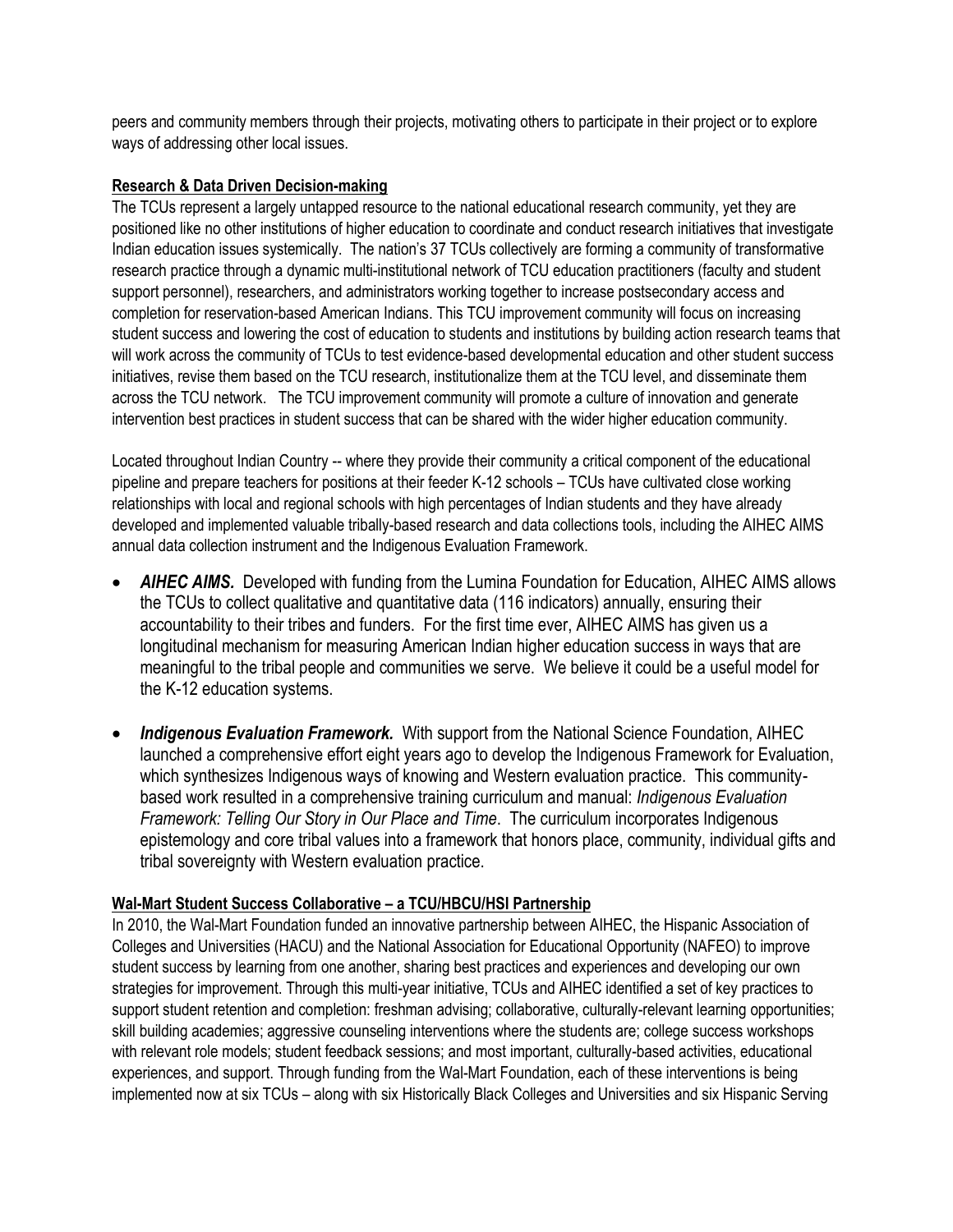peers and community members through their projects, motivating others to participate in their project or to explore ways of addressing other local issues.

**Research & Data Driven Decision-making**

The TCUs represent a largely untapped resource to the national educational research community, yet they are positioned like no other institutions of higher education to coordinate and conduct research initiatives that investigate Indian education issues systemically. The nation's 37 TCUs collectively are forming a community of transformative research practice through a dynamic multi-institutional network of TCU education practitioners (faculty and student support personnel), researchers, and administrators working together to increase postsecondary access and completion for reservation-based American Indians. This TCU improvement community will focus on increasing student success and lowering the cost of education to students and institutions by building action research teams that will work across the community of TCUs to test evidence-based developmental education and other student success initiatives, revise them based on the TCU research, institutionalize them at the TCU level, and disseminate them across the TCU network. The TCU improvement community will promote a culture of innovation and generate intervention best practices in student success that can be shared with the wider higher education community.

Located throughout Indian Country -- where they provide their community a critical component of the educational pipeline and prepare teachers for positions at their feeder K-12 schools – TCUs have cultivated close working relationships with local and regional schools with high percentages of Indian students and they have already developed and implemented valuable tribally-based research and data collections tools, including the AIHEC AIMS annual data collection instrument and the Indigenous Evaluation Framework.

- ***AIHEC AIMS.*** Developed with funding from the Lumina Foundation for Education, AIHEC AIMS allows the TCUs to collect qualitative and quantitative data (116 indicators) annually, ensuring their accountability to their tribes and funders. For the first time ever, AIHEC AIMS has given us a longitudinal mechanism for measuring American Indian higher education success in ways that are meaningful to the tribal people and communities we serve. We believe it could be a useful model for the K-12 education systems.

- ***Indigenous Evaluation Framework.*** With support from the National Science Foundation, AIHEC launched a comprehensive effort eight years ago to develop the Indigenous Framework for Evaluation, which synthesizes Indigenous ways of knowing and Western evaluation practice. This community-based work resulted in a comprehensive training curriculum and manual: *Indigenous Evaluation Framework: Telling Our Story in Our Place and Time*. The curriculum incorporates Indigenous epistemology and core tribal values into a framework that honors place, community, individual gifts and tribal sovereignty with Western evaluation practice.

**Wal-Mart Student Success Collaborative – a TCU/HBCU/HSI Partnership**

In 2010, the Wal-Mart Foundation funded an innovative partnership between AIHEC, the Hispanic Association of Colleges and Universities (HACU) and the National Association for Educational Opportunity (NAFEO) to improve student success by learning from one another, sharing best practices and experiences and developing our own strategies for improvement. Through this multi-year initiative, TCUs and AIHEC identified a set of key practices to support student retention and completion: freshman advising; collaborative, culturally-relevant learning opportunities; skill building academies; aggressive counseling interventions where the students are; college success workshops with relevant role models; student feedback sessions; and most important, culturally-based activities, educational experiences, and support. Through funding from the Wal-Mart Foundation, each of these interventions is being implemented now at six TCUs – along with six Historically Black Colleges and Universities and six Hispanic Serving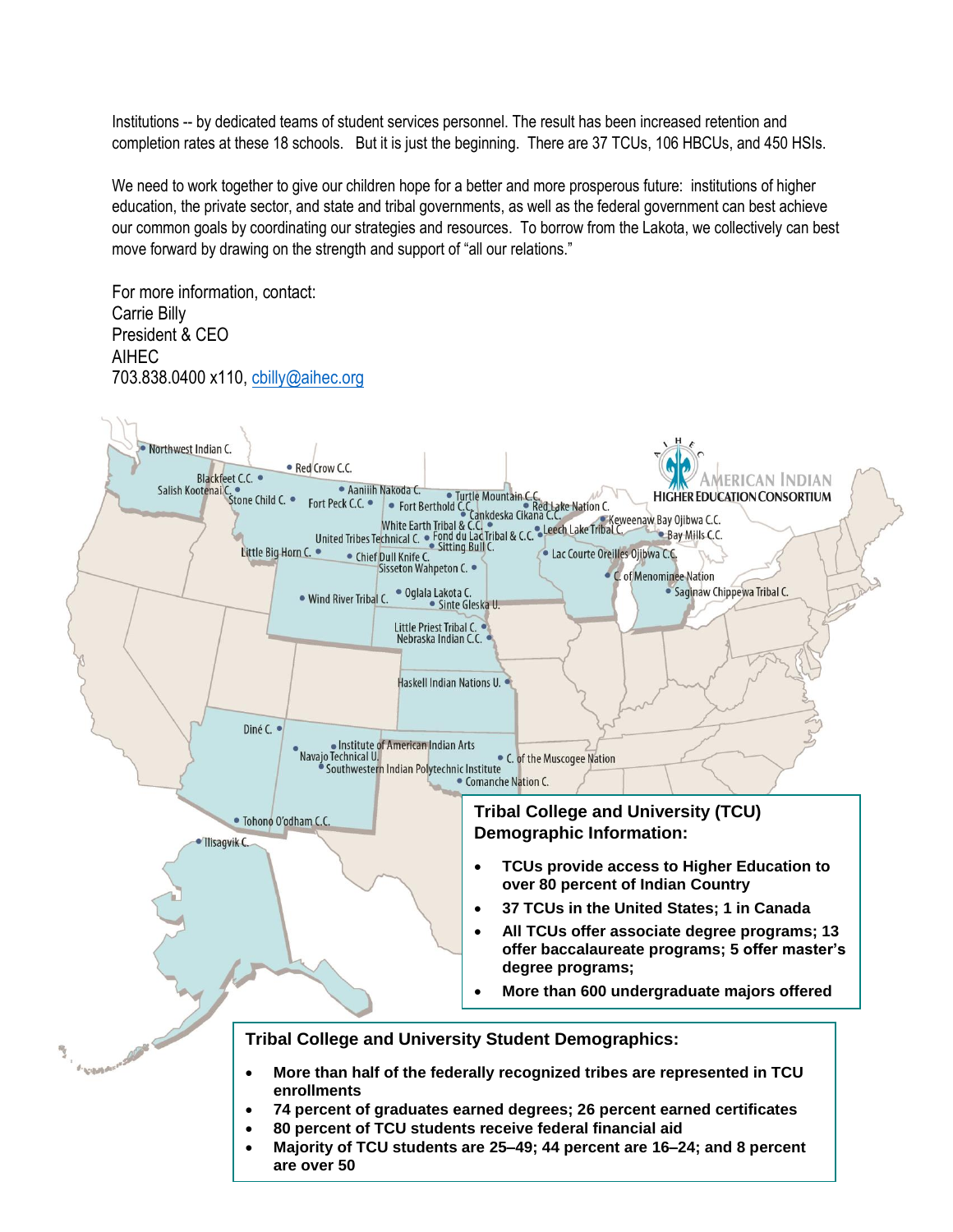Institutions -- by dedicated teams of student services personnel. The result has been increased retention and completion rates at these 18 schools. But it is just the beginning. There are 37 TCUs, 106 HBCUs, and 450 HSIs.

We need to work together to give our children hope for a better and more prosperous future: institutions of higher education, the private sector, and state and tribal governments, as well as the federal government can best achieve our common goals by coordinating our strategies and resources. To borrow from the Lakota, we collectively can best move forward by drawing on the strength and support of "all our relations."

For more information, contact:
Carrie Billy
President & CEO
AIHEC
703.838.0400 x110, cbilly@aihec.org

AMERICAN INDIAN HIGHER EDUCATION CONSORTIUM

Northwest Indian C.
Red Crow C.C.
Blackfeet C.C.
Salish Kootenai C.
Aaniiih Nakoda C.
Stone Child C.
Fort Peck C.C.
Fort Berthold C.C.
Turtle Mountain C.C.
Red Lake Nation C.
Cankdeska Cikana C.C.
Keweenaw Bay Ojibwa C.C.
White Earth Tribal & C.C.
Leech Lake Tribal C.
Bay Mills C.C.
Fond du Lac Tribal & C.C.
United Tribes Technical C.
Sitting Bull C.
Little Big Horn C.
Chief Dull Knife C.
Lac Courte Oreilles Ojibwa C.C.
Sisseton Wahpeton C.
C. of Menominee Nation
Wind River Tribal C.
Oglala Lakota C.
Saginaw Chippewa Tribal C.
Sinte Gleska U.
Little Priest Tribal C.
Nebraska Indian C.C.
Haskell Indian Nations U.
Diné C.
Institute of American Indian Arts
Navajo Technical U.
C. of the Muscogee Nation
Southwestern Indian Polytechnic Institute
Comanche Nation C.
Tohono O'odham C.C.
Ilisagvik C.

**Tribal College and University (TCU) Demographic Information:**

- **TCUs provide access to Higher Education to over 80 percent of Indian Country**
- **37 TCUs in the United States; 1 in Canada**
- **All TCUs offer associate degree programs; 13 offer baccalaureate programs; 5 offer master's degree programs;**
- **More than 600 undergraduate majors offered**

**Tribal College and University Student Demographics:**

- **More than half of the federally recognized tribes are represented in TCU enrollments**
- **74 percent of graduates earned degrees; 26 percent earned certificates**
- **80 percent of TCU students receive federal financial aid**
- **Majority of TCU students are 25–49; 44 percent are 16–24; and 8 percent are over 50**